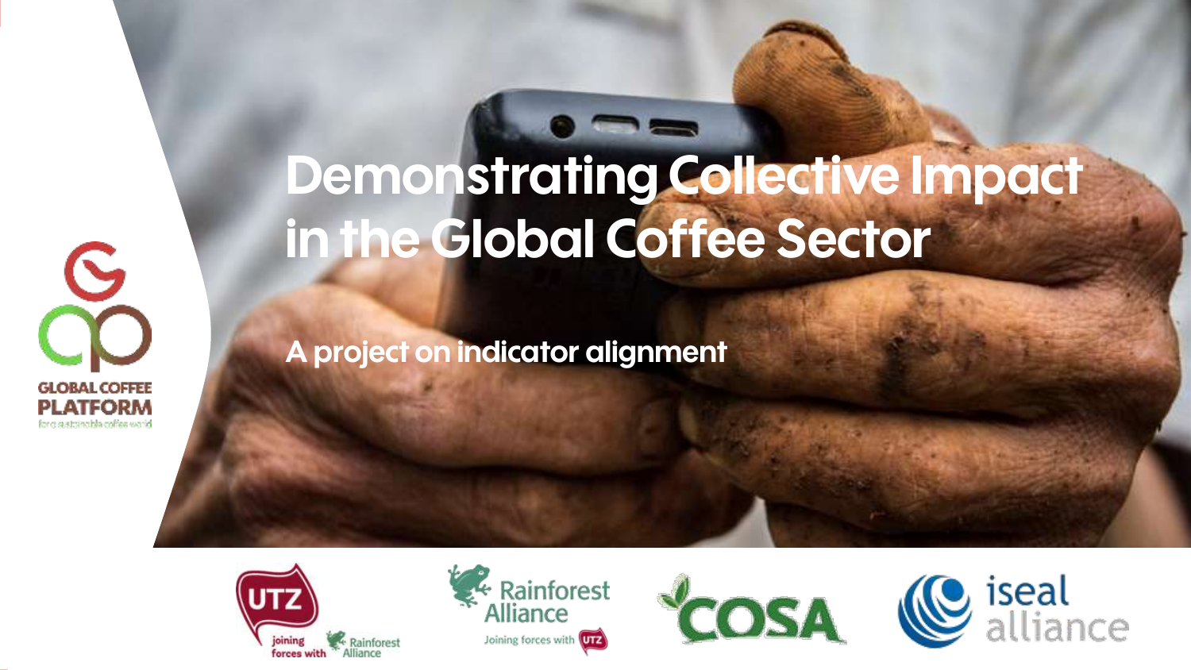# Demonstrating Collective Impact in the Global Coffee Sector

## A project on indicator alignment

GLOBAL COFFEE PLATFORM

for a sustainable coffee world

UTZ joining forces with Rainforest Alliance

Rainforest Alliance Joining forces with UTZ

COSA

iseal alliance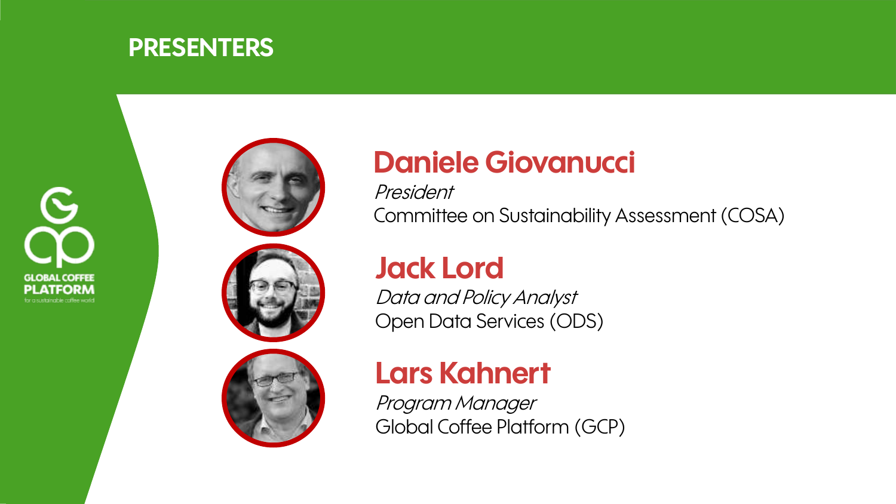# PRESENTERS

GLOBAL COFFEE PLATFORM
for a sustainable coffee world

## Daniele Giovanucci

*President*
Committee on Sustainability Assessment (COSA)

## Jack Lord

*Data and Policy Analyst*
Open Data Services (ODS)

## Lars Kahnert

*Program Manager*
Global Coffee Platform (GCP)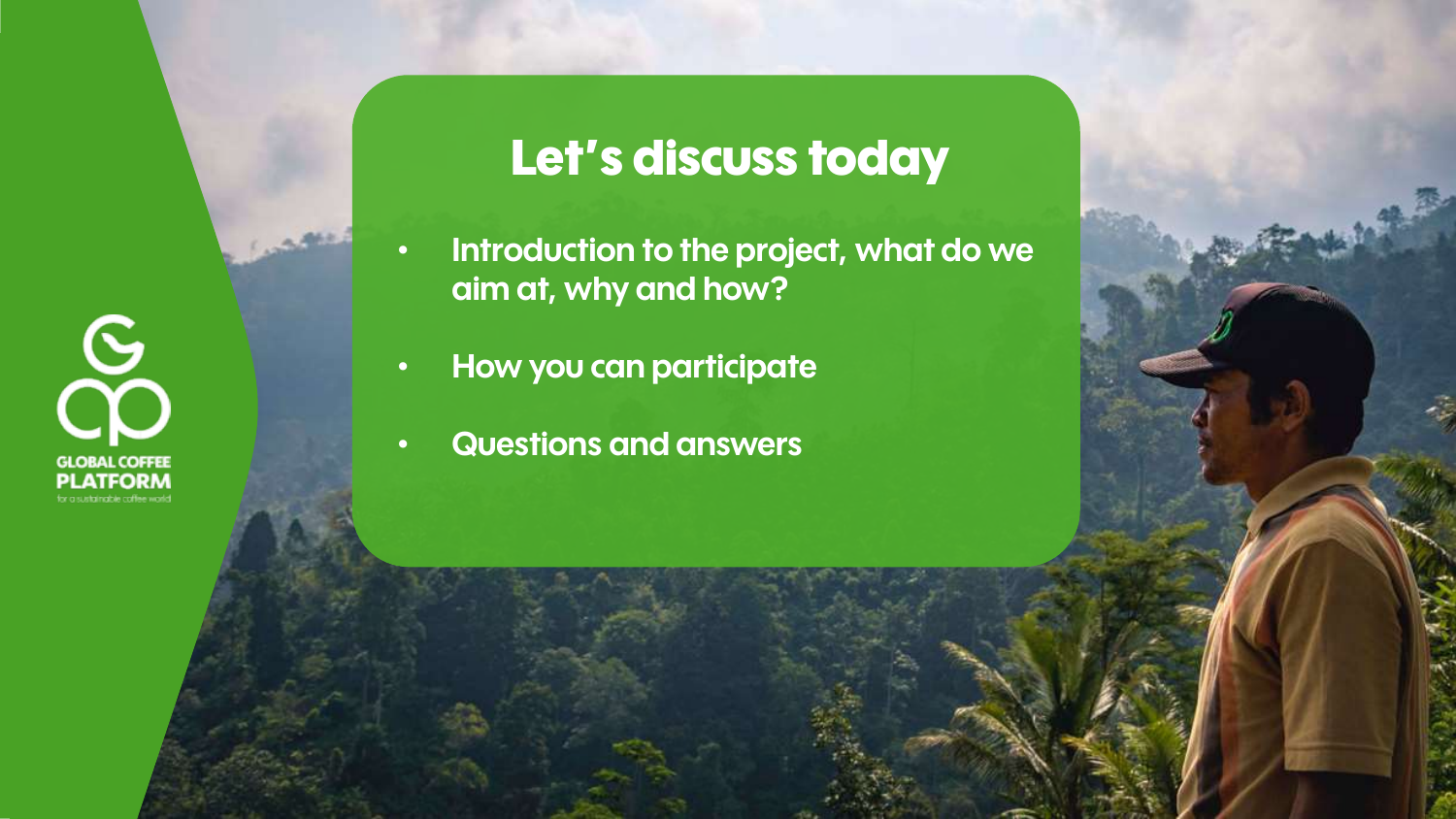# Let’s discuss today

- Introduction to the project, what do we aim at, why and how?
- How you can participate
- Questions and answers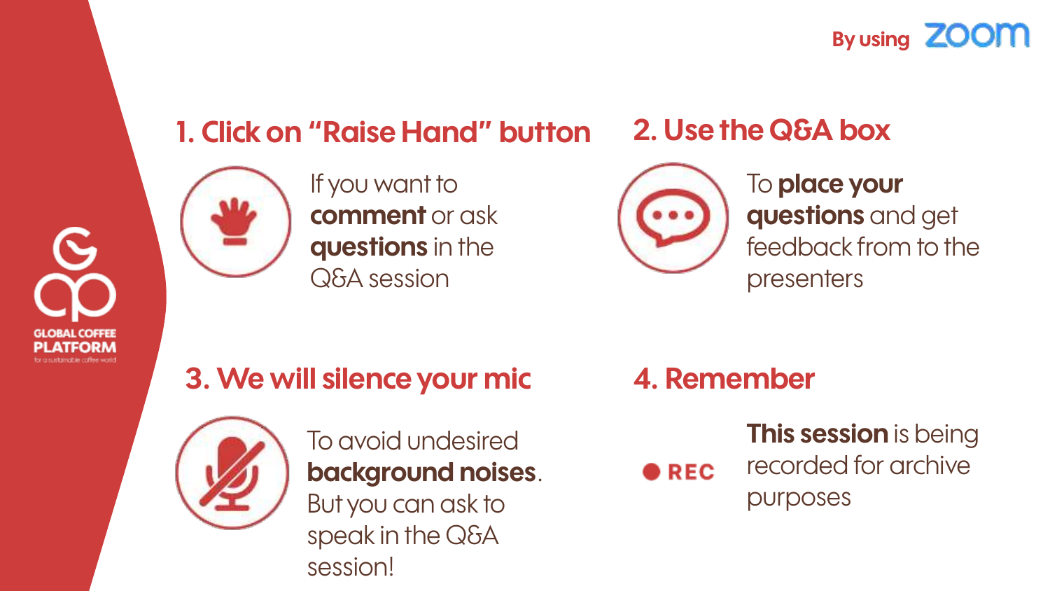By using ZOOM

## 1. Click on "Raise Hand" button

If you want to **comment** or ask **questions** in the Q&A session

## 2. Use the Q&A box

To **place your questions** and get feedback from to the presenters

## 3. We will silence your mic

To avoid undesired **background noises**. But you can ask to speak in the Q&A session!

## 4. Remember

● REC

**This session** is being recorded for archive purposes

GLOBAL COFFEE PLATFORM
for a sustainable coffee world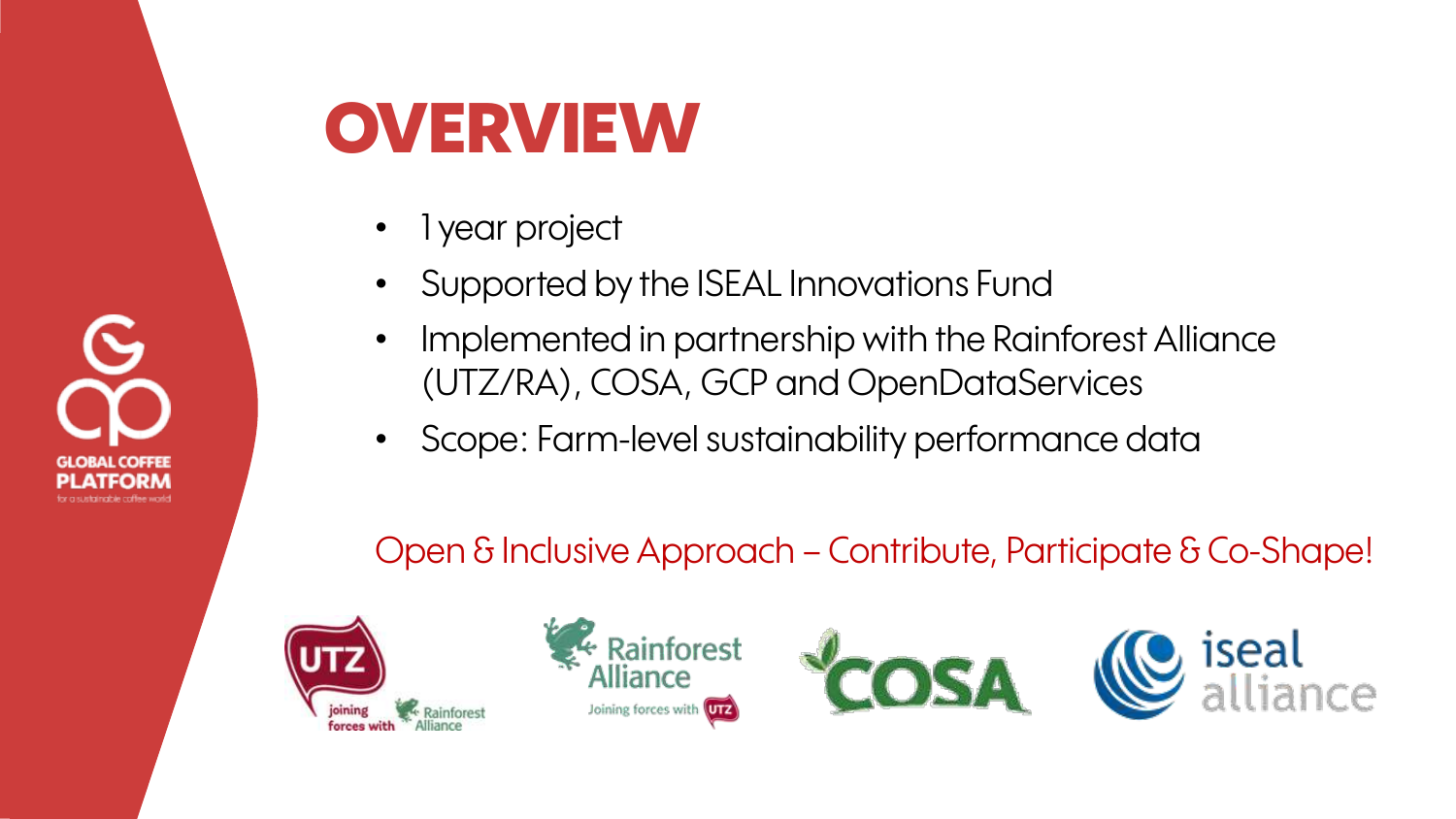# OVERVIEW

- 1 year project
- Supported by the ISEAL Innovations Fund
- Implemented in partnership with the Rainforest Alliance (UTZ/RA), COSA, GCP and OpenDataServices
- Scope: Farm-level sustainability performance data

Open & Inclusive Approach – Contribute, Participate & Co-Shape!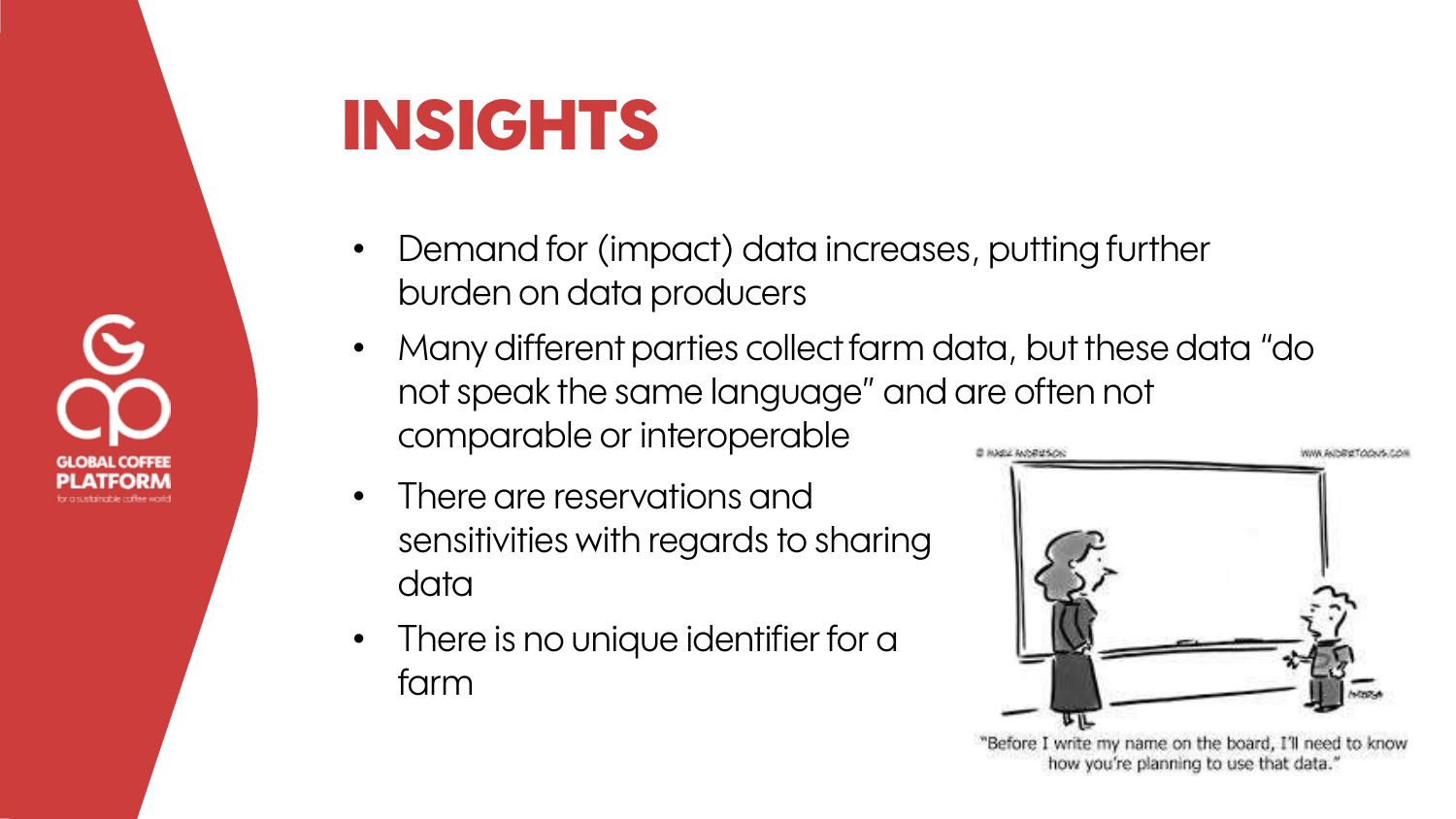# INSIGHTS

- Demand for (impact) data increases, putting further burden on data producers
- Many different parties collect farm data, but these data "do not speak the same language" and are often not comparable or interoperable
- There are reservations and sensitivities with regards to sharing data
- There is no unique identifier for a farm

"Before I write my name on the board, I'll need to know how you're planning to use that data."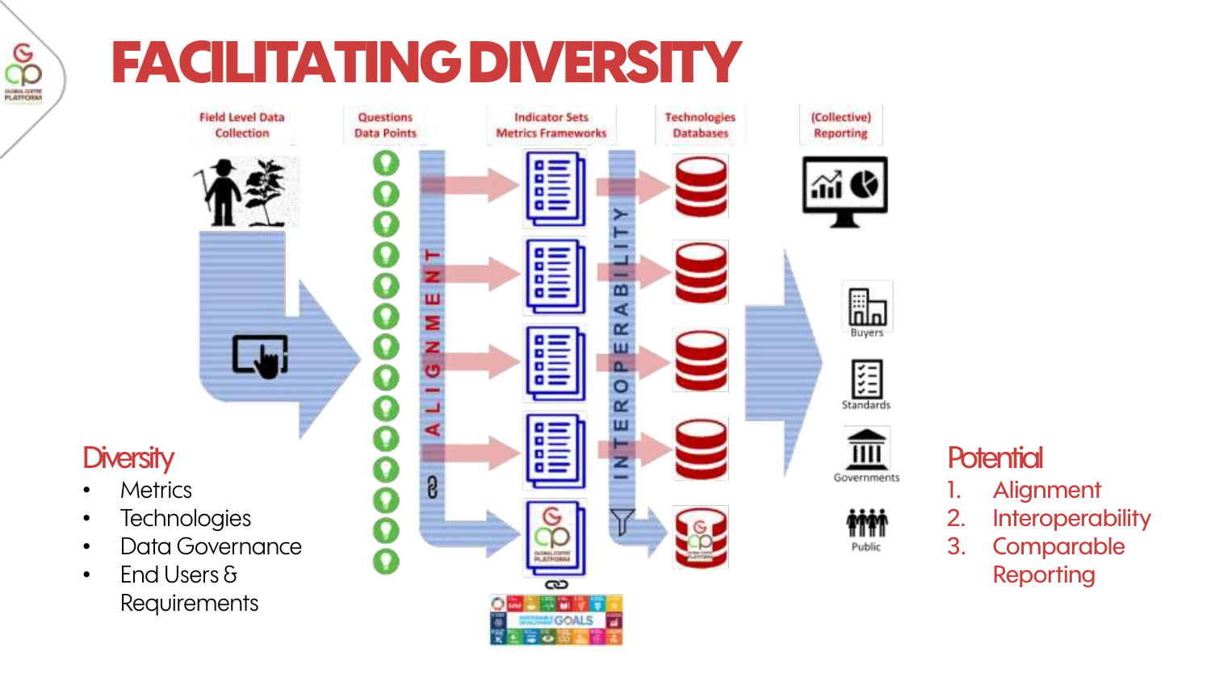# FACILITATING DIVERSITY

Field Level Data Collection | Questions Data Points | Indicator Sets Metrics Frameworks | Technologies Databases | (Collective) Reporting

ALIGNMENT

INTEROPERABILITY

Buyers

Standards

Governments

Public

## Diversity

- Metrics
- Technologies
- Data Governance
- End Users & Requirements

## Potential

1. Alignment
2. Interoperability
3. Comparable Reporting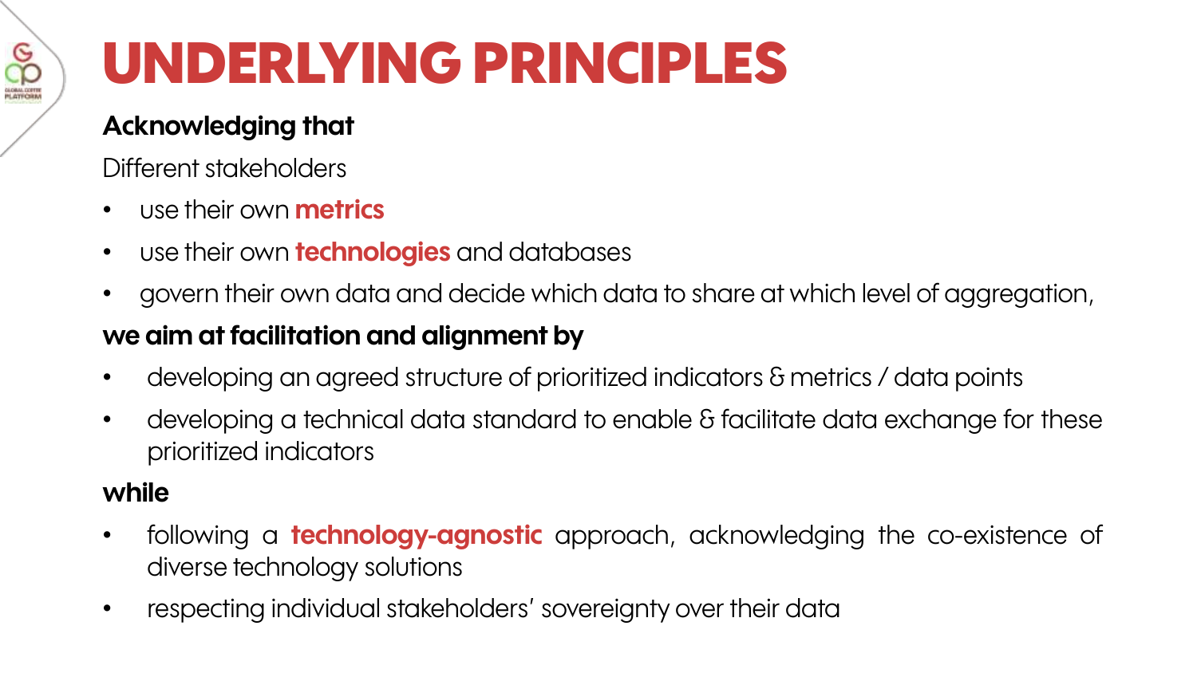# UNDERLYING PRINCIPLES

**Acknowledging that**

Different stakeholders

- use their own **metrics**
- use their own **technologies** and databases
- govern their own data and decide which data to share at which level of aggregation,

**we aim at facilitation and alignment by**

- developing an agreed structure of prioritized indicators & metrics / data points
- developing a technical data standard to enable & facilitate data exchange for these prioritized indicators

**while**

- following a **technology-agnostic** approach, acknowledging the co-existence of diverse technology solutions
- respecting individual stakeholders' sovereignty over their data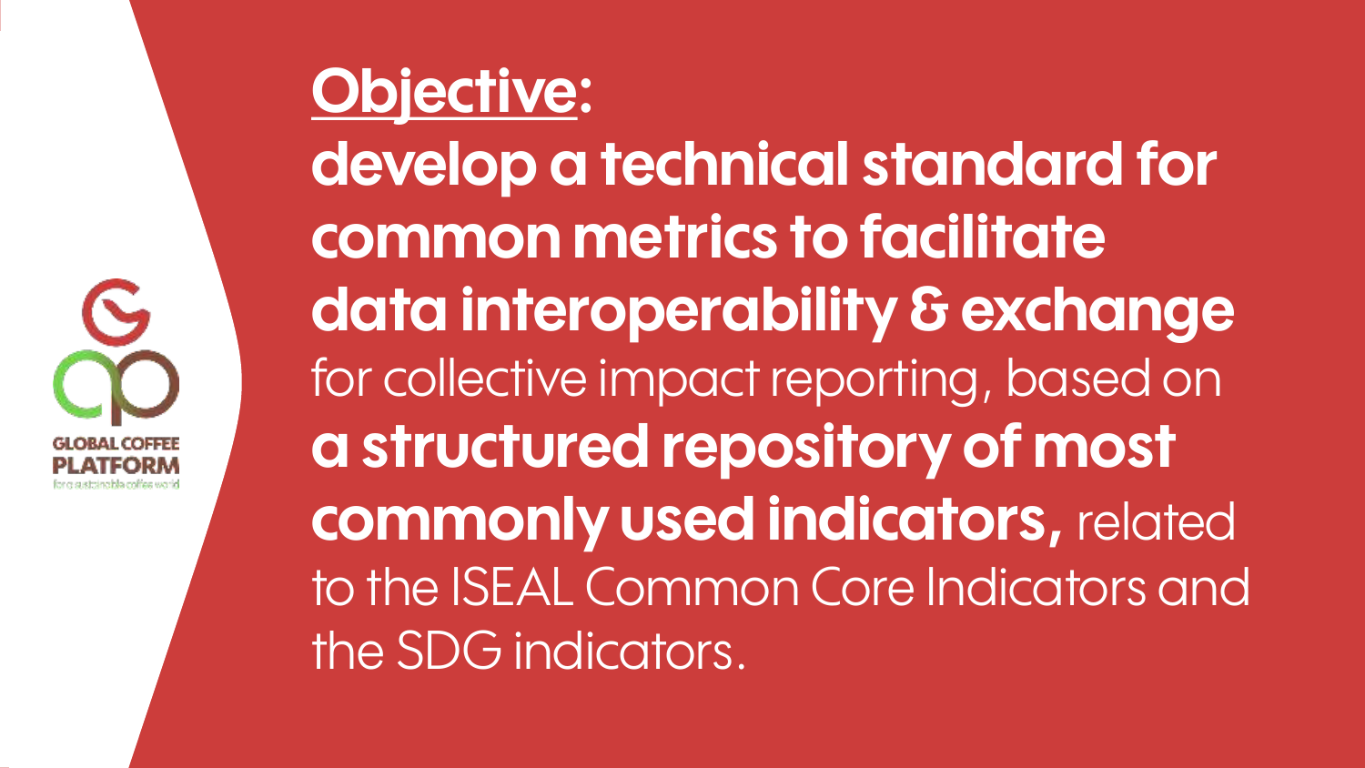**Objective:**

**develop a technical standard for common metrics to facilitate data interoperability & exchange** for collective impact reporting, based on **a structured repository of most commonly used indicators,** related to the ISEAL Common Core Indicators and the SDG indicators.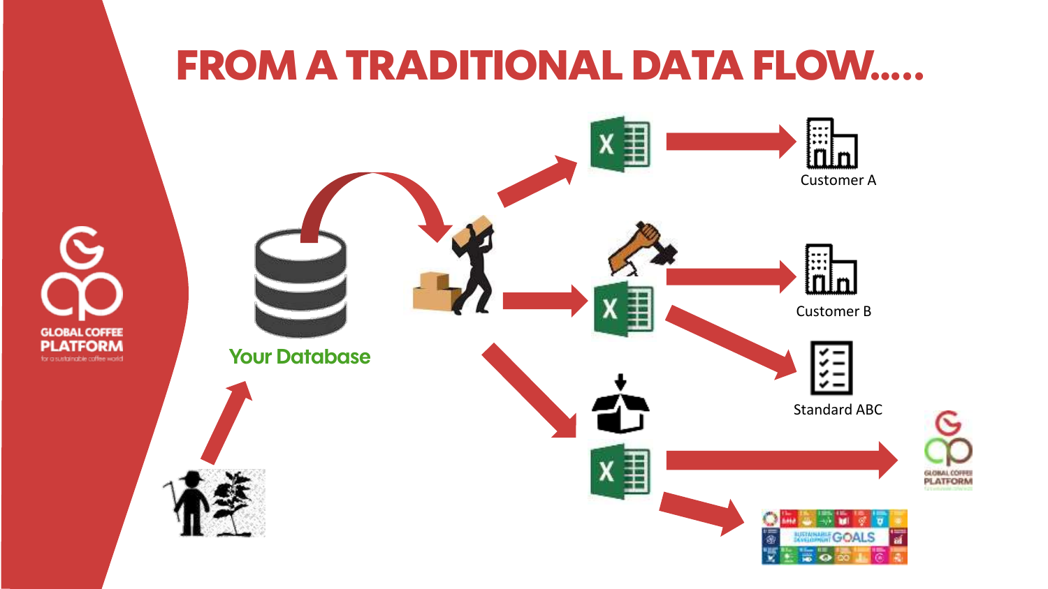# FROM A TRADITIONAL DATA FLOW.....

Your Database

Customer A

Customer B

Standard ABC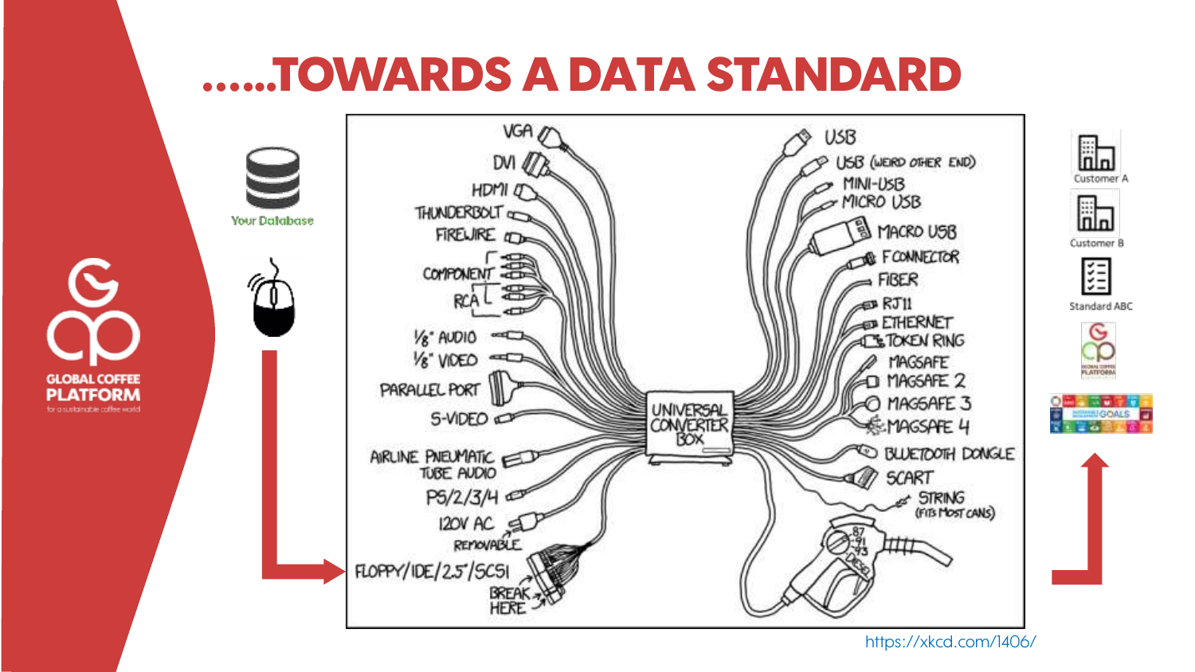# ......TOWARDS A DATA STANDARD

Your Database

Customer A

Customer B

Standard ABC

https://xkcd.com/1406/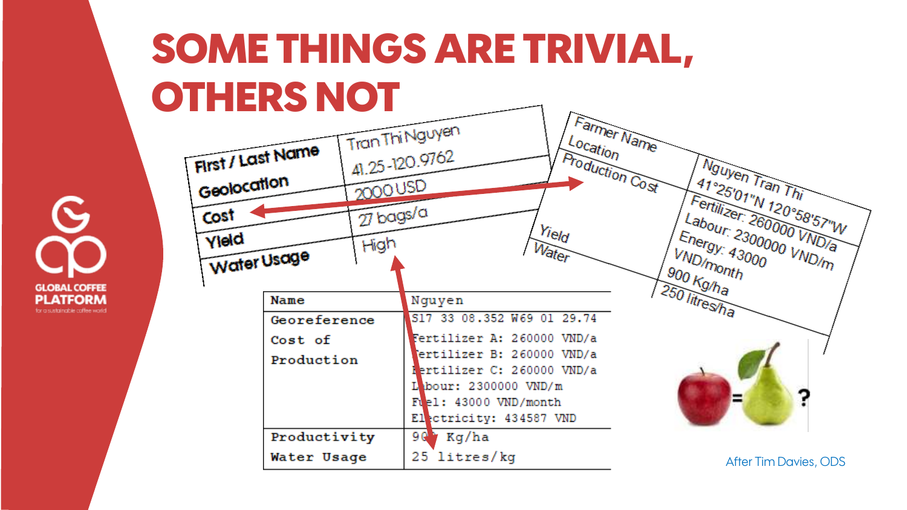# SOME THINGS ARE TRIVIAL, OTHERS NOT

| First / Last Name | Tran Thi Nguyen |
|---|---|
| Geolocation | 41.25 -120.9762 |
| Cost | 2000 USD |
| Yield | 27 bags/a |
| Water Usage | High |

| Farmer Name | Nguyen Tran Thi |
|---|---|
| Location | 41°25'01"N 120°58'57"W |
| Production Cost | Fertilizer: 260000 VND/a<br>Labour: 2300000 VND/m<br>Energy: 43000 VND/month |
| Yield | 900 Kg/ha |
| Water | 250 litres/ha |

| Name | Nguyen |
|---|---|
| Georeference | S17 33 08.352 W69 01 29.74 |
| Cost of Production | Fertilizer A: 260000 VND/a<br>Fertilizer B: 260000 VND/a<br>Fertilizer C: 260000 VND/a<br>Labour: 2300000 VND/m<br>Fuel: 43000 VND/month<br>Electricity: 434587 VND |
| Productivity | 900 Kg/ha |
| Water Usage | 25 litres/kg |

= ?

After Tim Davies, ODS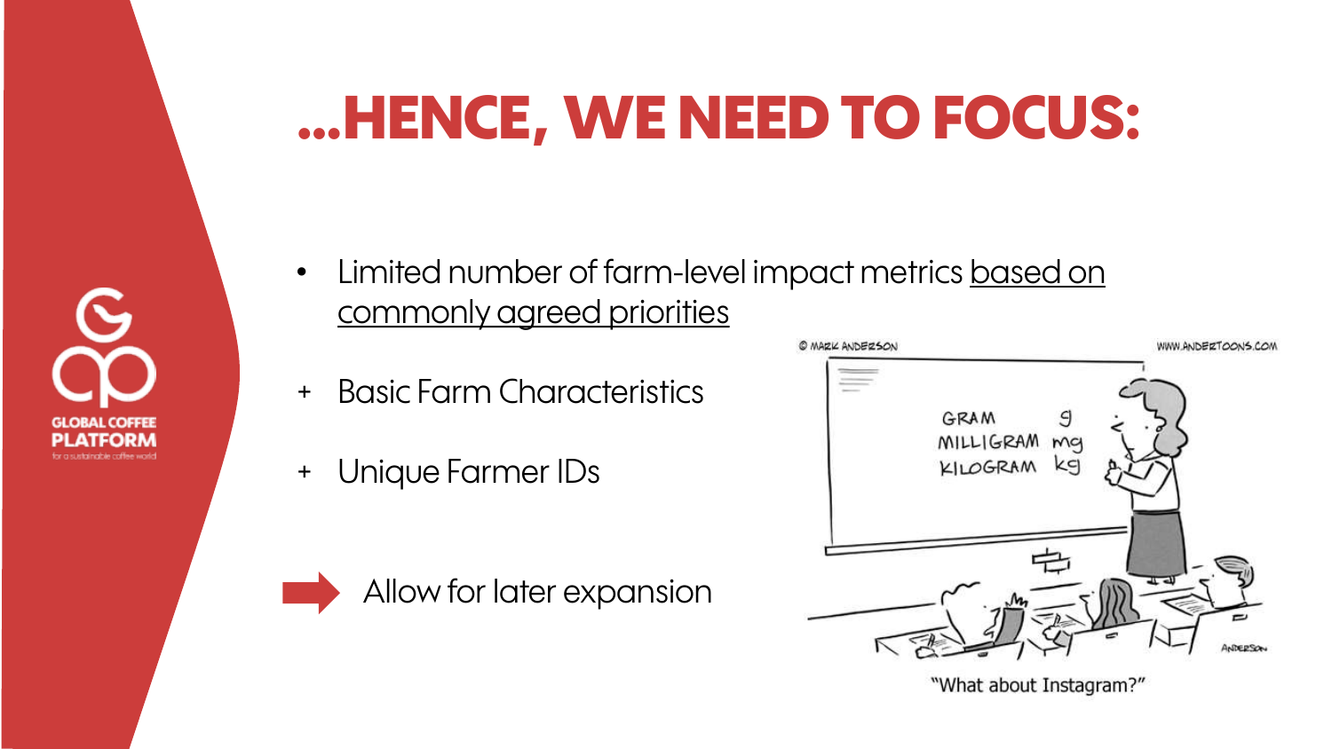# ...HENCE, WE NEED TO FOCUS:

- Limited number of farm-level impact metrics based on commonly agreed priorities

+ Basic Farm Characteristics

+ Unique Farmer IDs

➡ Allow for later expansion

"What about Instagram?"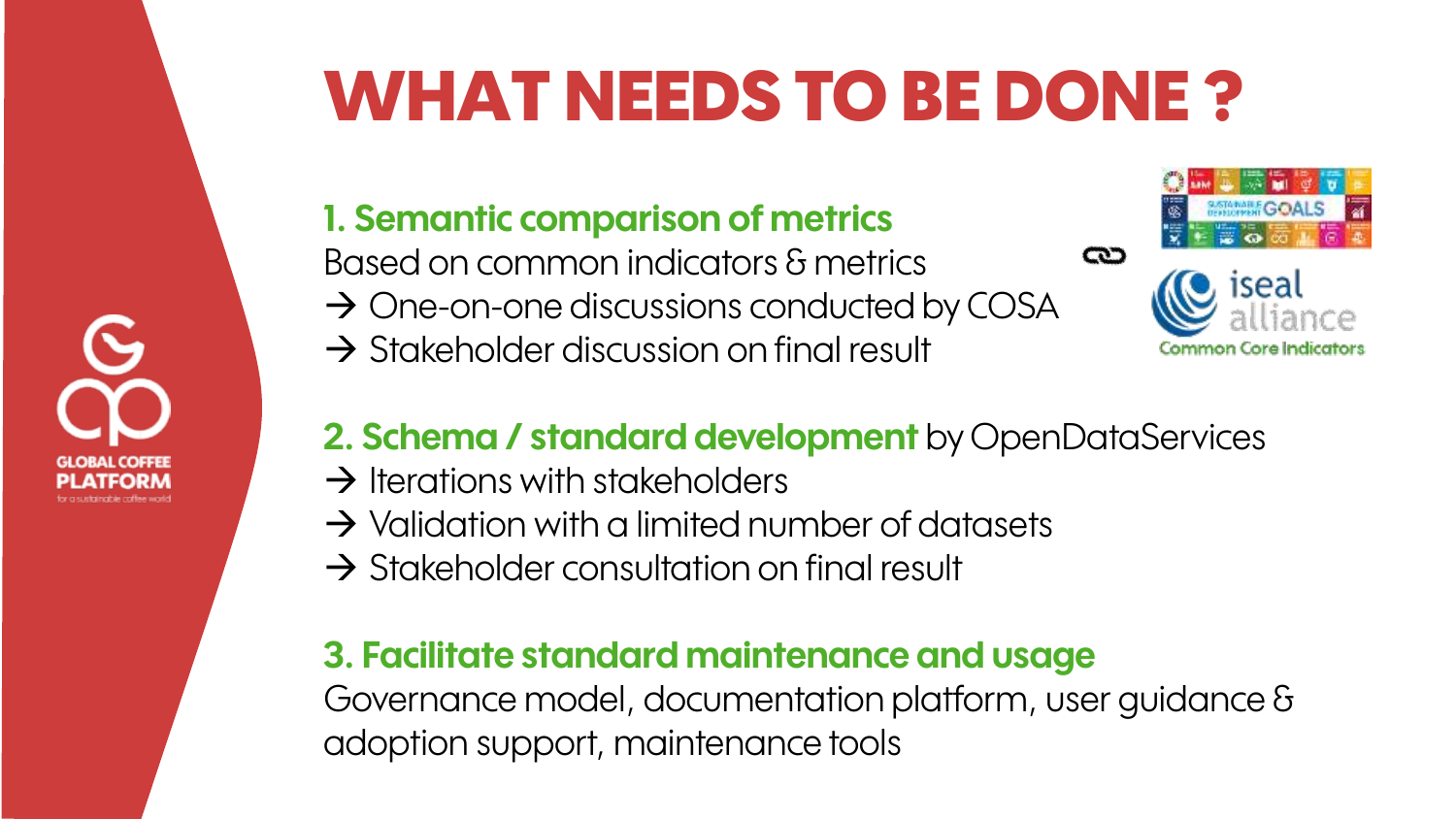# WHAT NEEDS TO BE DONE ?

### 1. Semantic comparison of metrics

Based on common indicators & metrics

→ One-on-one discussions conducted by COSA

→ Stakeholder discussion on final result

### 2. Schema / standard development by OpenDataServices

→ Iterations with stakeholders

→ Validation with a limited number of datasets

→ Stakeholder consultation on final result

### 3. Facilitate standard maintenance and usage

Governance model, documentation platform, user guidance & adoption support, maintenance tools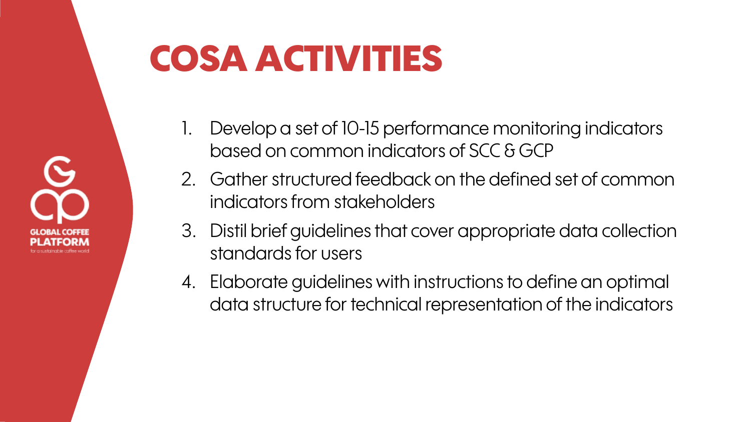# COSA ACTIVITIES

1. Develop a set of 10-15 performance monitoring indicators based on common indicators of SCC & GCP
2. Gather structured feedback on the defined set of common indicators from stakeholders
3. Distil brief guidelines that cover appropriate data collection standards for users
4. Elaborate guidelines with instructions to define an optimal data structure for technical representation of the indicators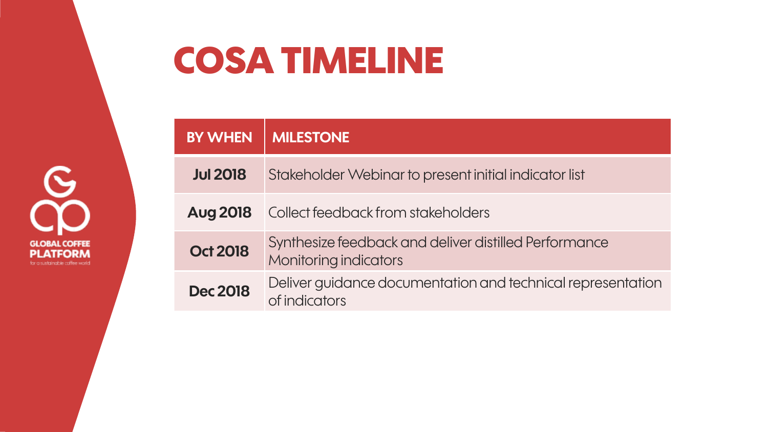# COSA TIMELINE

| BY WHEN | MILESTONE |
| --- | --- |
| **Jul 2018** | Stakeholder Webinar to present initial indicator list |
| **Aug 2018** | Collect feedback from stakeholders |
| **Oct 2018** | Synthesize feedback and deliver distilled Performance Monitoring indicators |
| **Dec 2018** | Deliver guidance documentation and technical representation of indicators |

GLOBAL COFFEE PLATFORM
for a sustainable coffee world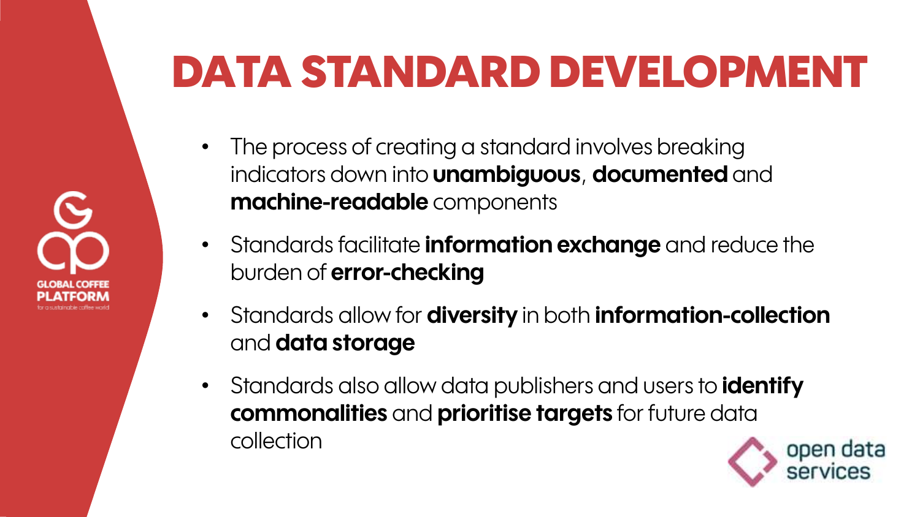# DATA STANDARD DEVELOPMENT

- The process of creating a standard involves breaking indicators down into **unambiguous**, **documented** and **machine-readable** components
- Standards facilitate **information exchange** and reduce the burden of **error-checking**
- Standards allow for **diversity** in both **information-collection** and **data storage**
- Standards also allow data publishers and users to **identify commonalities** and **prioritise targets** for future data collection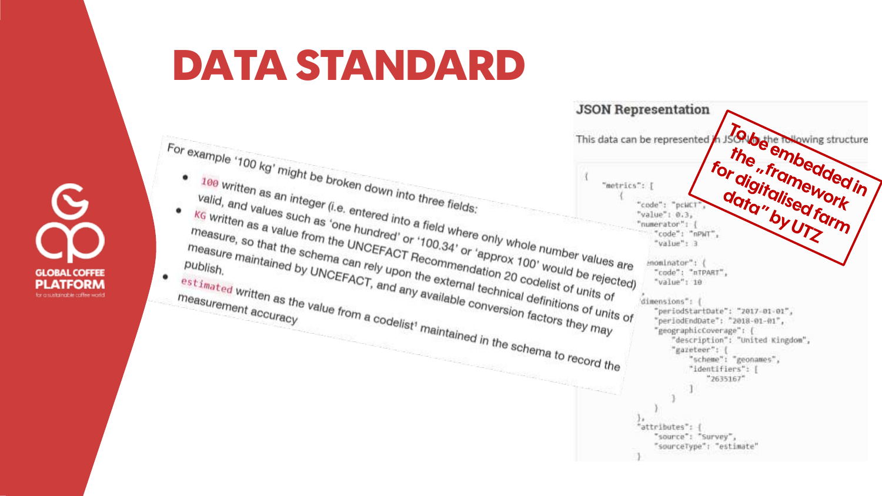# DATA STANDARD

For example '100 kg' might be broken down into three fields:

- `100` written as an integer (i.e. entered into a field where only whole number values are valid, and values such as 'one hundred' or '100.34' or 'approx 100' would be rejected)
- `KG` written as a value from the UNCEFACT Recommendation 20 codelist of units of measure, so that the schema can rely upon the external technical definitions of units of measure maintained by UNCEFACT, and any available conversion factors they may publish.
- `estimated` written as the value from a codelist' maintained in the schema to record the measurement accuracy

**JSON Representation**

This data can be represented in JSON by the following structure

```
{
    "metrics": [
        {
            "code": "pcWCT",
            "value": 0.3,
            "numerator": {
                "code": "nPWT",
                "value": 3
            },
            "denominator": {
                "code": "nTPART",
                "value": 10
            },
            "dimensions": {
                "periodStartDate": "2017-01-01",
                "periodEndDate": "2018-01-01",
                "geographicCoverage": {
                    "description": "United Kingdom",
                    "gazeteer": {
                        "scheme": "geonames",
                        "identifiers": [
                            "2635167"
                        ]
                    }
                }
            },
            "attributes": {
                "source": "Survey",
                "sourceType": "estimate"
            }
```

To be embedded in the „framework for digitalised farm data" by UTZ

GLOBAL COFFEE PLATFORM
for a sustainable coffee world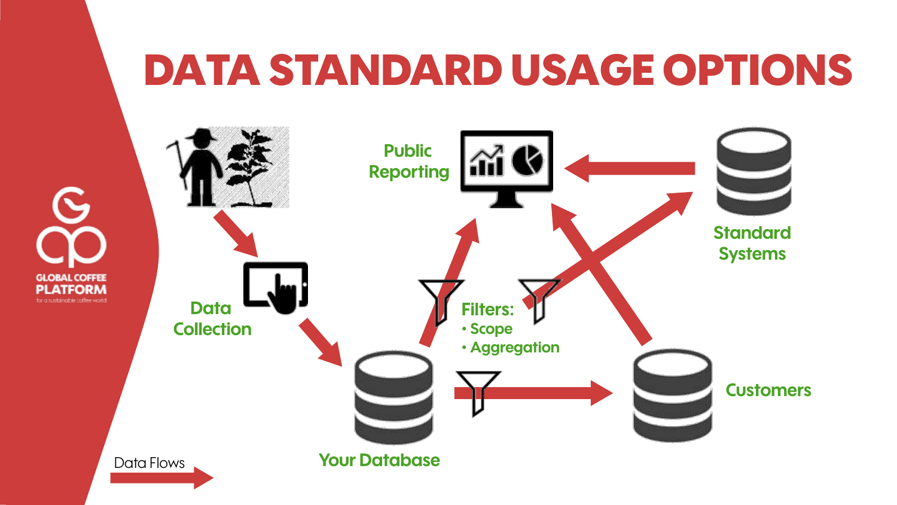# DATA STANDARD USAGE OPTIONS

Public Reporting

Standard Systems

Data Collection

Filters:
- Scope
- Aggregation

Customers

Your Database

Data Flows

GLOBAL COFFEE PLATFORM
for a sustainable coffee world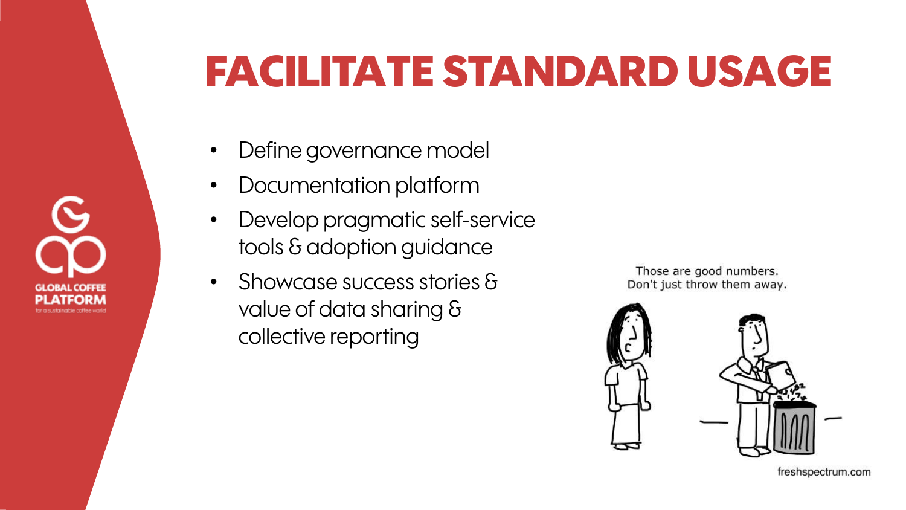# FACILITATE STANDARD USAGE

- Define governance model
- Documentation platform
- Develop pragmatic self-service tools & adoption guidance
- Showcase success stories & value of data sharing & collective reporting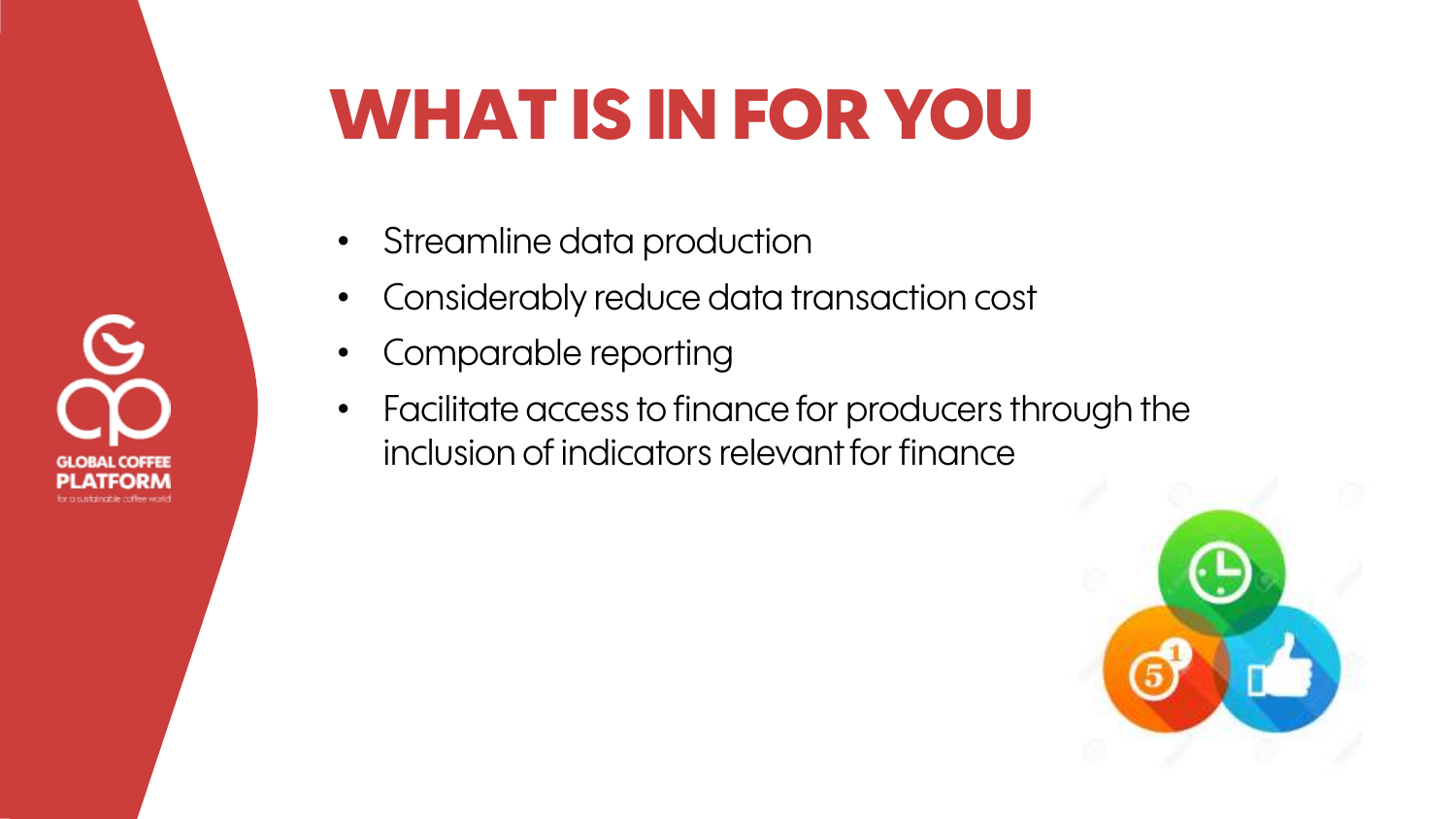# WHAT IS IN FOR YOU

- Streamline data production
- Considerably reduce data transaction cost
- Comparable reporting
- Facilitate access to finance for producers through the inclusion of indicators relevant for finance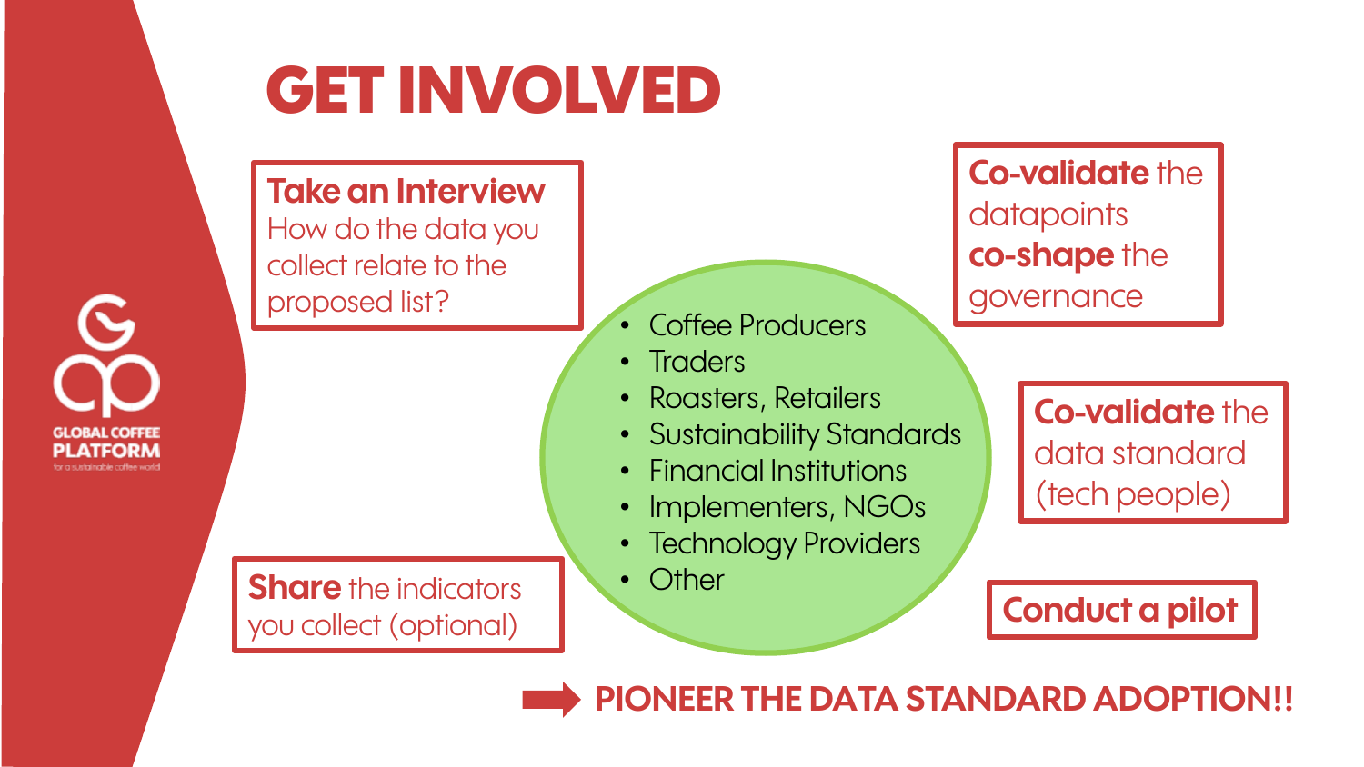# GET INVOLVED

**Take an Interview**
How do the data you collect relate to the proposed list?

**Co-validate** the datapoints
**co-shape** the governance

- Coffee Producers
- Traders
- Roasters, Retailers
- Sustainability Standards
- Financial Institutions
- Implementers, NGOs
- Technology Providers
- Other

**Co-validate** the data standard (tech people)

**Share** the indicators you collect (optional)

**Conduct a pilot**

➡ **PIONEER THE DATA STANDARD ADOPTION!!**

GLOBAL COFFEE PLATFORM
for a sustainable coffee world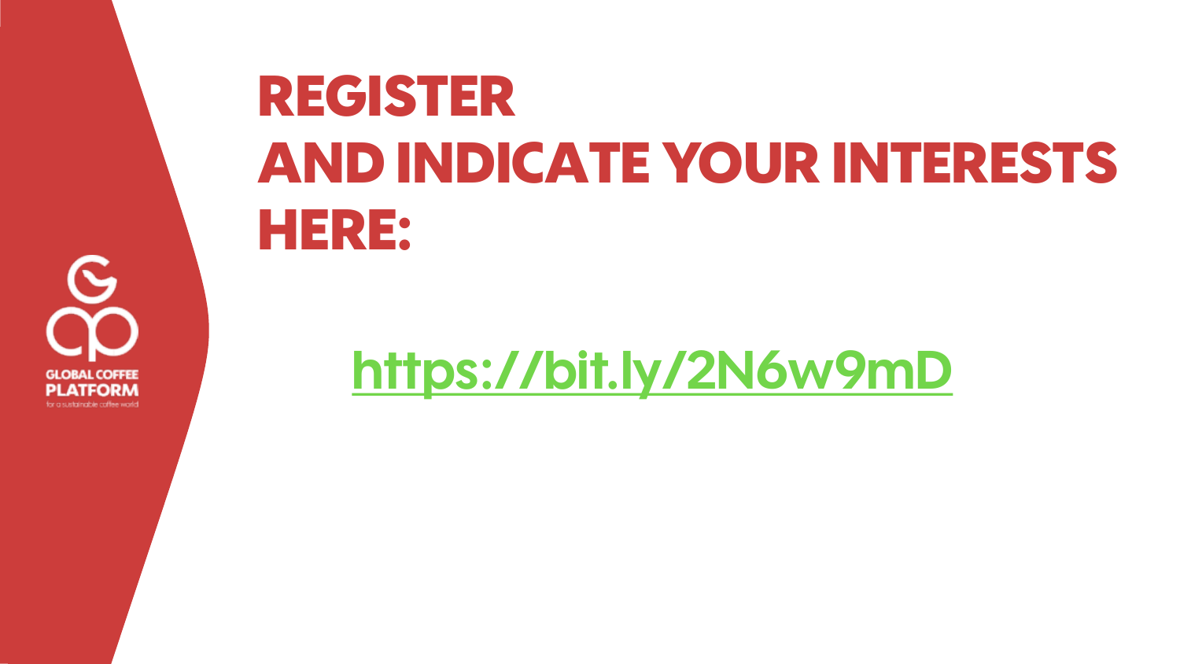# REGISTER AND INDICATE YOUR INTERESTS HERE:

https://bit.ly/2N6w9mD

GLOBAL COFFEE PLATFORM

for a sustainable coffee world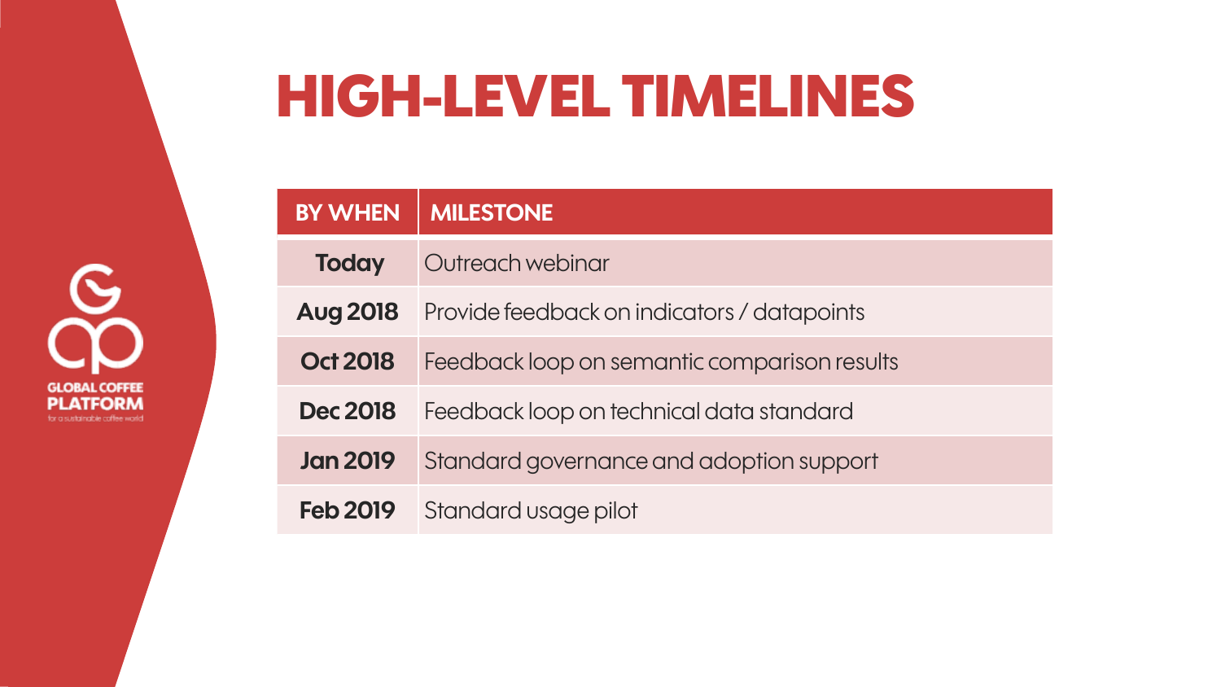# HIGH-LEVEL TIMELINES

| BY WHEN | MILESTONE |
| --- | --- |
| **Today** | Outreach webinar |
| **Aug 2018** | Provide feedback on indicators / datapoints |
| **Oct 2018** | Feedback loop on semantic comparison results |
| **Dec 2018** | Feedback loop on technical data standard |
| **Jan 2019** | Standard governance and adoption support |
| **Feb 2019** | Standard usage pilot |

GLOBAL COFFEE PLATFORM
for a sustainable coffee world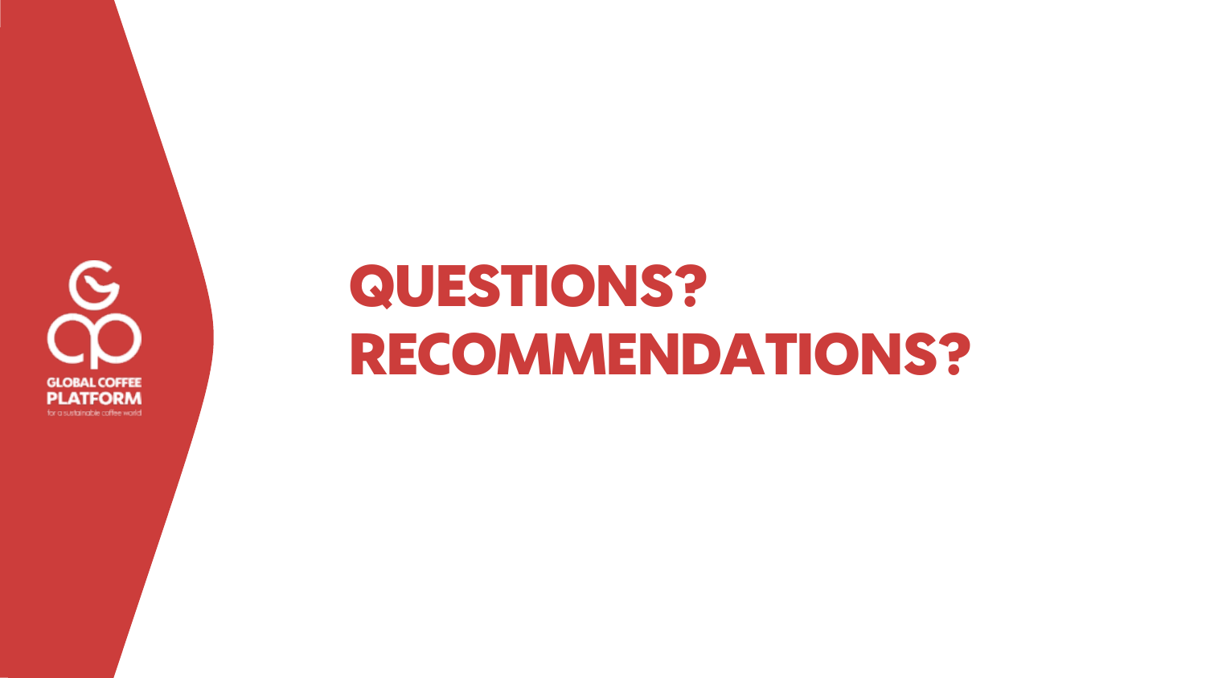GLOBAL COFFEE PLATFORM

for a sustainable coffee world

# QUESTIONS?
# RECOMMENDATIONS?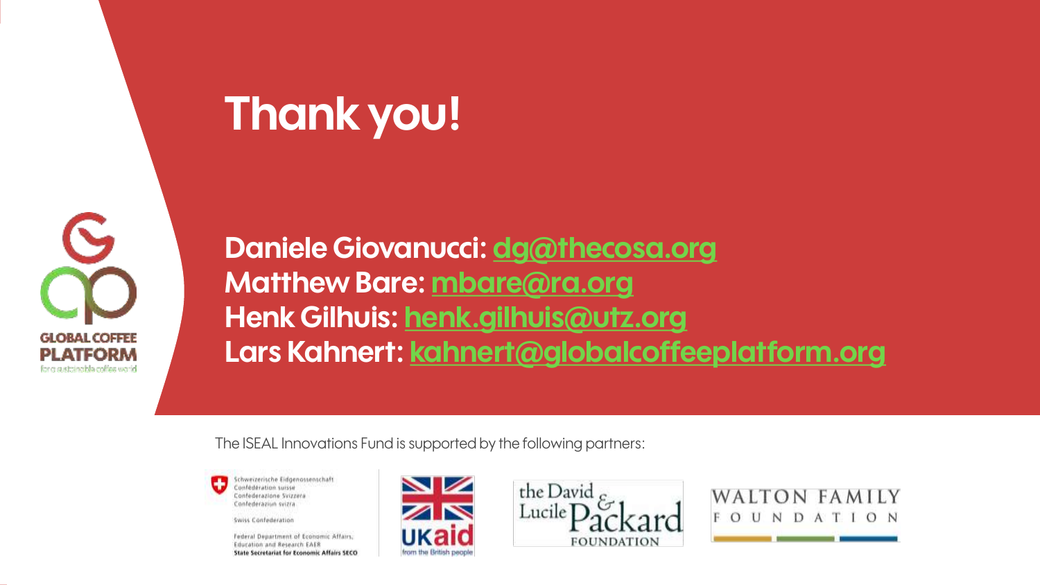# Thank you!

**Daniele Giovanucci: dg@thecosa.org**
**Matthew Bare: mbare@ra.org**
**Henk Gilhuis: henk.gilhuis@utz.org**
**Lars Kahnert: kahnert@globalcoffeeplatform.org**

GLOBAL COFFEE PLATFORM
for a sustainable coffee world

The ISEAL Innovations Fund is supported by the following partners:

Schweizerische Eidgenossenschaft
Confédération suisse
Confederazione Svizzera
Confederaziun svizra

Swiss Confederation

Federal Department of Economic Affairs, Education and Research EAER
State Secretariat for Economic Affairs SECO

UKaid from the British people

the David & Lucile Packard FOUNDATION

WALTON FAMILY FOUNDATION